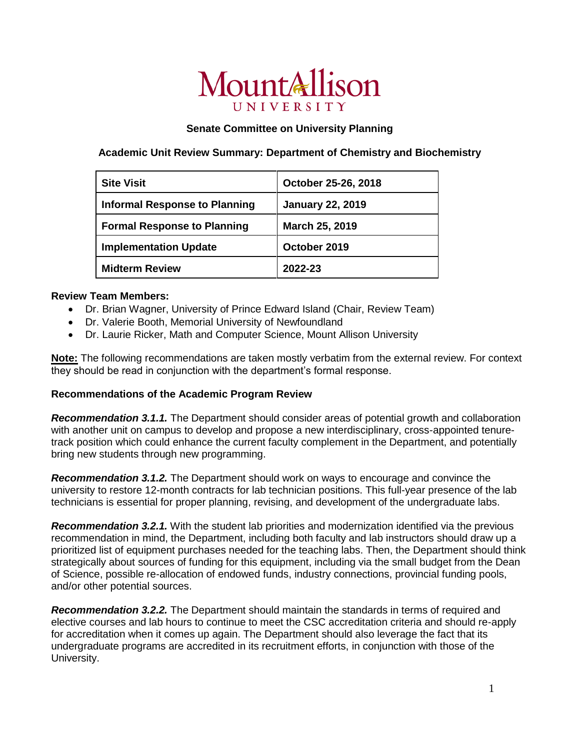Mount Allison
UNIVERSITY

**Senate Committee on University Planning**

**Academic Unit Review Summary: Department of Chemistry and Biochemistry**

| **Site Visit** | **October 25-26, 2018** |
|---|---|
| **Informal Response to Planning** | **January 22, 2019** |
| **Formal Response to Planning** | **March 25, 2019** |
| **Implementation Update** | **October 2019** |
| **Midterm Review** | **2022-23** |

**Review Team Members:**

- Dr. Brian Wagner, University of Prince Edward Island (Chair, Review Team)
- Dr. Valerie Booth, Memorial University of Newfoundland
- Dr. Laurie Ricker, Math and Computer Science, Mount Allison University

**Note:** The following recommendations are taken mostly verbatim from the external review. For context they should be read in conjunction with the department's formal response.

**Recommendations of the Academic Program Review**

***Recommendation 3.1.1.*** The Department should consider areas of potential growth and collaboration with another unit on campus to develop and propose a new interdisciplinary, cross-appointed tenure-track position which could enhance the current faculty complement in the Department, and potentially bring new students through new programming.

***Recommendation 3.1.2.*** The Department should work on ways to encourage and convince the university to restore 12-month contracts for lab technician positions. This full-year presence of the lab technicians is essential for proper planning, revising, and development of the undergraduate labs.

***Recommendation 3.2.1.*** With the student lab priorities and modernization identified via the previous recommendation in mind, the Department, including both faculty and lab instructors should draw up a prioritized list of equipment purchases needed for the teaching labs. Then, the Department should think strategically about sources of funding for this equipment, including via the small budget from the Dean of Science, possible re-allocation of endowed funds, industry connections, provincial funding pools, and/or other potential sources.

***Recommendation 3.2.2.*** The Department should maintain the standards in terms of required and elective courses and lab hours to continue to meet the CSC accreditation criteria and should re-apply for accreditation when it comes up again. The Department should also leverage the fact that its undergraduate programs are accredited in its recruitment efforts, in conjunction with those of the University.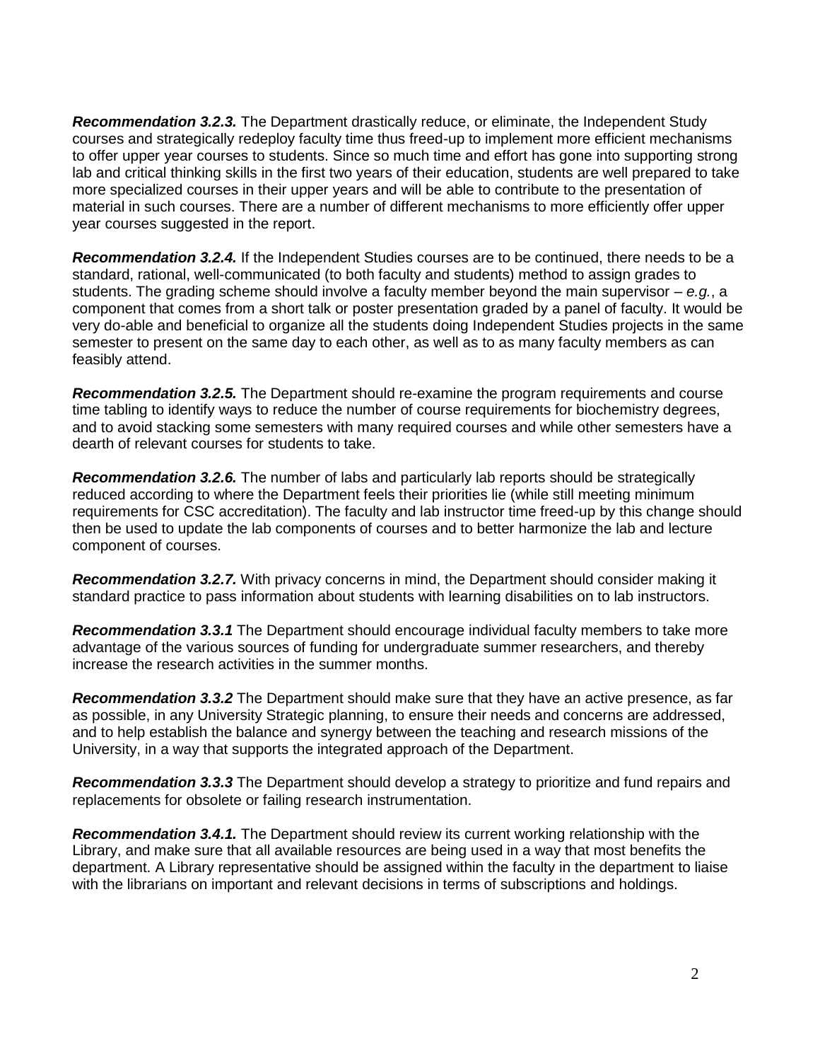***Recommendation 3.2.3.*** The Department drastically reduce, or eliminate, the Independent Study courses and strategically redeploy faculty time thus freed-up to implement more efficient mechanisms to offer upper year courses to students. Since so much time and effort has gone into supporting strong lab and critical thinking skills in the first two years of their education, students are well prepared to take more specialized courses in their upper years and will be able to contribute to the presentation of material in such courses. There are a number of different mechanisms to more efficiently offer upper year courses suggested in the report.

***Recommendation 3.2.4.*** If the Independent Studies courses are to be continued, there needs to be a standard, rational, well-communicated (to both faculty and students) method to assign grades to students. The grading scheme should involve a faculty member beyond the main supervisor – *e.g.*, a component that comes from a short talk or poster presentation graded by a panel of faculty. It would be very do-able and beneficial to organize all the students doing Independent Studies projects in the same semester to present on the same day to each other, as well as to as many faculty members as can feasibly attend.

***Recommendation 3.2.5.*** The Department should re-examine the program requirements and course time tabling to identify ways to reduce the number of course requirements for biochemistry degrees, and to avoid stacking some semesters with many required courses and while other semesters have a dearth of relevant courses for students to take.

***Recommendation 3.2.6.*** The number of labs and particularly lab reports should be strategically reduced according to where the Department feels their priorities lie (while still meeting minimum requirements for CSC accreditation). The faculty and lab instructor time freed-up by this change should then be used to update the lab components of courses and to better harmonize the lab and lecture component of courses.

***Recommendation 3.2.7.*** With privacy concerns in mind, the Department should consider making it standard practice to pass information about students with learning disabilities on to lab instructors.

***Recommendation 3.3.1*** The Department should encourage individual faculty members to take more advantage of the various sources of funding for undergraduate summer researchers, and thereby increase the research activities in the summer months.

***Recommendation 3.3.2*** The Department should make sure that they have an active presence, as far as possible, in any University Strategic planning, to ensure their needs and concerns are addressed, and to help establish the balance and synergy between the teaching and research missions of the University, in a way that supports the integrated approach of the Department.

***Recommendation 3.3.3*** The Department should develop a strategy to prioritize and fund repairs and replacements for obsolete or failing research instrumentation.

***Recommendation 3.4.1.*** The Department should review its current working relationship with the Library, and make sure that all available resources are being used in a way that most benefits the department. A Library representative should be assigned within the faculty in the department to liaise with the librarians on important and relevant decisions in terms of subscriptions and holdings.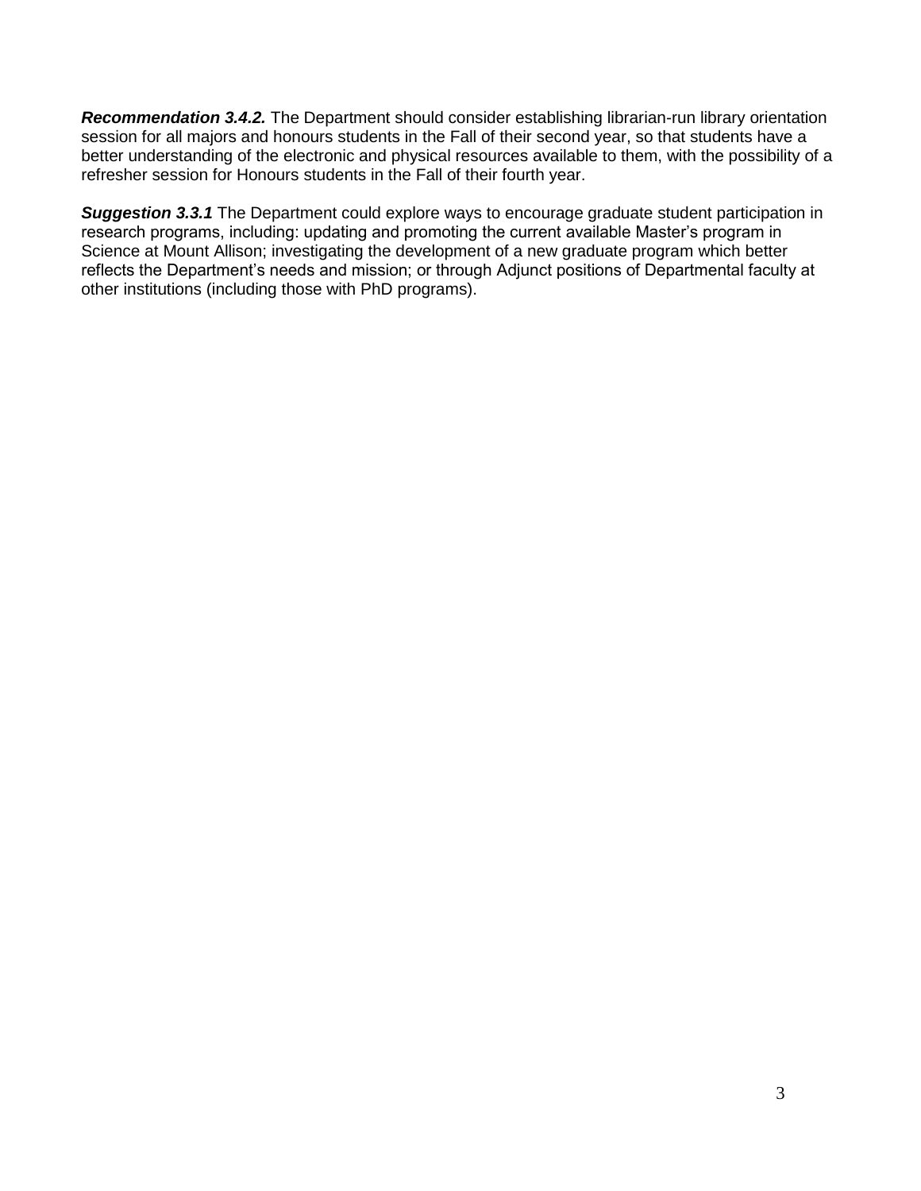***Recommendation 3.4.2.*** The Department should consider establishing librarian-run library orientation session for all majors and honours students in the Fall of their second year, so that students have a better understanding of the electronic and physical resources available to them, with the possibility of a refresher session for Honours students in the Fall of their fourth year.

***Suggestion 3.3.1*** The Department could explore ways to encourage graduate student participation in research programs, including: updating and promoting the current available Master's program in Science at Mount Allison; investigating the development of a new graduate program which better reflects the Department's needs and mission; or through Adjunct positions of Departmental faculty at other institutions (including those with PhD programs).